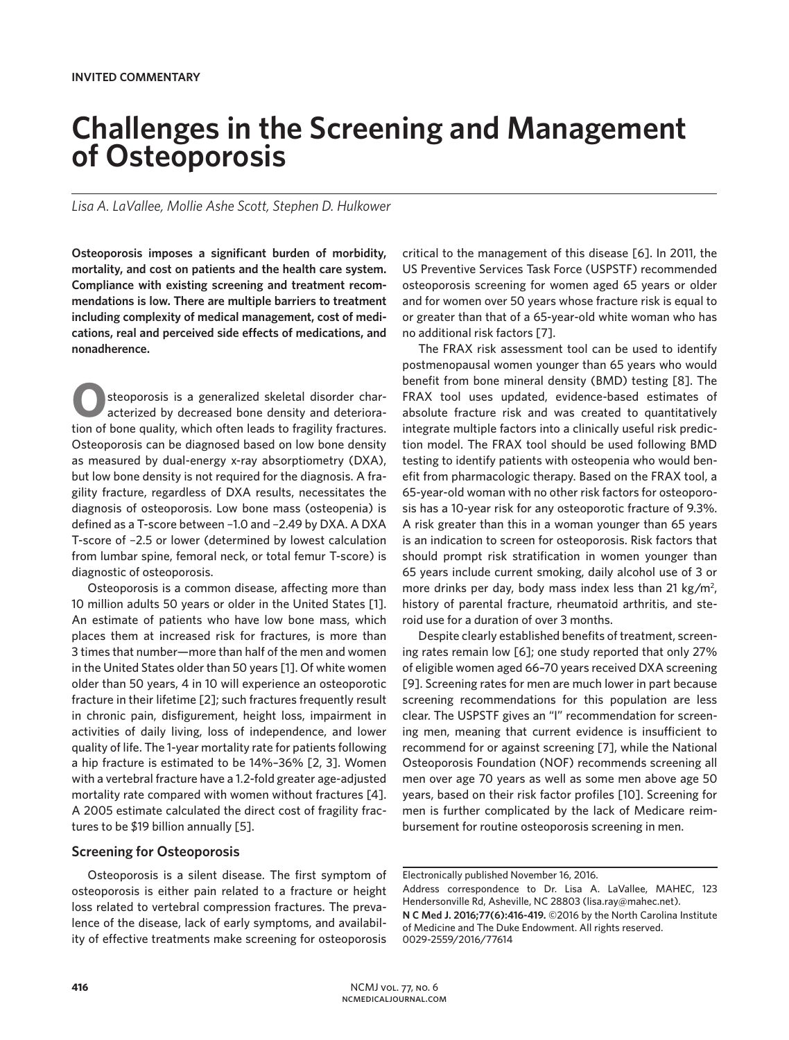**INVITED COMMENTARY**

# Challenges in the Screening and Management of Osteoporosis

*Lisa A. LaVallee, Mollie Ashe Scott, Stephen D. Hulkower*

**Osteoporosis imposes a significant burden of morbidity, mortality, and cost on patients and the health care system. Compliance with existing screening and treatment recommendations is low. There are multiple barriers to treatment including complexity of medical management, cost of medications, real and perceived side effects of medications, and nonadherence.**

Osteoporosis is a generalized skeletal disorder characterized by decreased bone density and deterioration of bone quality, which often leads to fragility fractures. Osteoporosis can be diagnosed based on low bone density as measured by dual-energy x-ray absorptiometry (DXA), but low bone density is not required for the diagnosis. A fragility fracture, regardless of DXA results, necessitates the diagnosis of osteoporosis. Low bone mass (osteopenia) is defined as a T-score between –1.0 and –2.49 by DXA. A DXA T-score of –2.5 or lower (determined by lowest calculation from lumbar spine, femoral neck, or total femur T-score) is diagnostic of osteoporosis.

Osteoporosis is a common disease, affecting more than 10 million adults 50 years or older in the United States [1]. An estimate of patients who have low bone mass, which places them at increased risk for fractures, is more than 3 times that number—more than half of the men and women in the United States older than 50 years [1]. Of white women older than 50 years, 4 in 10 will experience an osteoporotic fracture in their lifetime [2]; such fractures frequently result in chronic pain, disfigurement, height loss, impairment in activities of daily living, loss of independence, and lower quality of life. The 1-year mortality rate for patients following a hip fracture is estimated to be 14%–36% [2, 3]. Women with a vertebral fracture have a 1.2-fold greater age-adjusted mortality rate compared with women without fractures [4]. A 2005 estimate calculated the direct cost of fragility fractures to be $19 billion annually [5].

## Screening for Osteoporosis

Osteoporosis is a silent disease. The first symptom of osteoporosis is either pain related to a fracture or height loss related to vertebral compression fractures. The prevalence of the disease, lack of early symptoms, and availability of effective treatments make screening for osteoporosis critical to the management of this disease [6]. In 2011, the US Preventive Services Task Force (USPSTF) recommended osteoporosis screening for women aged 65 years or older and for women over 50 years whose fracture risk is equal to or greater than that of a 65-year-old white woman who has no additional risk factors [7].

The FRAX risk assessment tool can be used to identify postmenopausal women younger than 65 years who would benefit from bone mineral density (BMD) testing [8]. The FRAX tool uses updated, evidence-based estimates of absolute fracture risk and was created to quantitatively integrate multiple factors into a clinically useful risk prediction model. The FRAX tool should be used following BMD testing to identify patients with osteopenia who would benefit from pharmacologic therapy. Based on the FRAX tool, a 65-year-old woman with no other risk factors for osteoporosis has a 10-year risk for any osteoporotic fracture of 9.3%. A risk greater than this in a woman younger than 65 years is an indication to screen for osteoporosis. Risk factors that should prompt risk stratification in women younger than 65 years include current smoking, daily alcohol use of 3 or more drinks per day, body mass index less than 21 kg/m$^2$, history of parental fracture, rheumatoid arthritis, and steroid use for a duration of over 3 months.

Despite clearly established benefits of treatment, screening rates remain low [6]; one study reported that only 27% of eligible women aged 66–70 years received DXA screening [9]. Screening rates for men are much lower in part because screening recommendations for this population are less clear. The USPSTF gives an "I" recommendation for screening men, meaning that current evidence is insufficient to recommend for or against screening [7], while the National Osteoporosis Foundation (NOF) recommends screening all men over age 70 years as well as some men above age 50 years, based on their risk factor profiles [10]. Screening for men is further complicated by the lack of Medicare reimbursement for routine osteoporosis screening in men.

---

Electronically published November 16, 2016.

Address correspondence to Dr. Lisa A. LaVallee, MAHEC, 123 Hendersonville Rd, Asheville, NC 28803 (lisa.ray@mahec.net).

**N C Med J. 2016;77(6):416-419.** ©2016 by the North Carolina Institute of Medicine and The Duke Endowment. All rights reserved. 0029-2559/2016/77614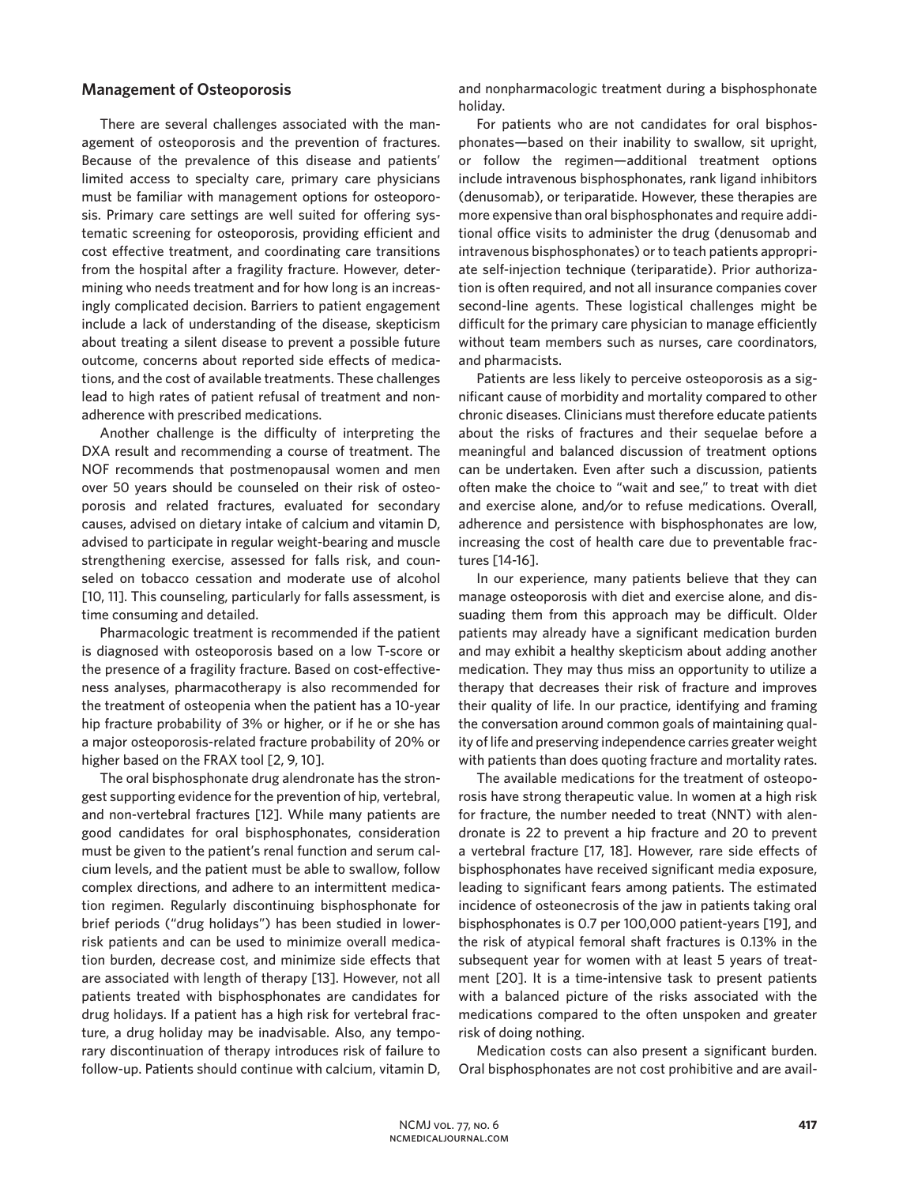## Management of Osteoporosis

There are several challenges associated with the management of osteoporosis and the prevention of fractures. Because of the prevalence of this disease and patients' limited access to specialty care, primary care physicians must be familiar with management options for osteoporosis. Primary care settings are well suited for offering systematic screening for osteoporosis, providing efficient and cost effective treatment, and coordinating care transitions from the hospital after a fragility fracture. However, determining who needs treatment and for how long is an increasingly complicated decision. Barriers to patient engagement include a lack of understanding of the disease, skepticism about treating a silent disease to prevent a possible future outcome, concerns about reported side effects of medications, and the cost of available treatments. These challenges lead to high rates of patient refusal of treatment and nonadherence with prescribed medications.

Another challenge is the difficulty of interpreting the DXA result and recommending a course of treatment. The NOF recommends that postmenopausal women and men over 50 years should be counseled on their risk of osteoporosis and related fractures, evaluated for secondary causes, advised on dietary intake of calcium and vitamin D, advised to participate in regular weight-bearing and muscle strengthening exercise, assessed for falls risk, and counseled on tobacco cessation and moderate use of alcohol [10, 11]. This counseling, particularly for falls assessment, is time consuming and detailed.

Pharmacologic treatment is recommended if the patient is diagnosed with osteoporosis based on a low T-score or the presence of a fragility fracture. Based on cost-effectiveness analyses, pharmacotherapy is also recommended for the treatment of osteopenia when the patient has a 10-year hip fracture probability of 3% or higher, or if he or she has a major osteoporosis-related fracture probability of 20% or higher based on the FRAX tool [2, 9, 10].

The oral bisphosphonate drug alendronate has the strongest supporting evidence for the prevention of hip, vertebral, and non-vertebral fractures [12]. While many patients are good candidates for oral bisphosphonates, consideration must be given to the patient's renal function and serum calcium levels, and the patient must be able to swallow, follow complex directions, and adhere to an intermittent medication regimen. Regularly discontinuing bisphosphonate for brief periods ("drug holidays") has been studied in lower-risk patients and can be used to minimize overall medication burden, decrease cost, and minimize side effects that are associated with length of therapy [13]. However, not all patients treated with bisphosphonates are candidates for drug holidays. If a patient has a high risk for vertebral fracture, a drug holiday may be inadvisable. Also, any temporary discontinuation of therapy introduces risk of failure to follow-up. Patients should continue with calcium, vitamin D, and nonpharmacologic treatment during a bisphosphonate holiday.

For patients who are not candidates for oral bisphosphonates—based on their inability to swallow, sit upright, or follow the regimen—additional treatment options include intravenous bisphosphonates, rank ligand inhibitors (denusomab), or teriparatide. However, these therapies are more expensive than oral bisphosphonates and require additional office visits to administer the drug (denusomab and intravenous bisphosphonates) or to teach patients appropriate self-injection technique (teriparatide). Prior authorization is often required, and not all insurance companies cover second-line agents. These logistical challenges might be difficult for the primary care physician to manage efficiently without team members such as nurses, care coordinators, and pharmacists.

Patients are less likely to perceive osteoporosis as a significant cause of morbidity and mortality compared to other chronic diseases. Clinicians must therefore educate patients about the risks of fractures and their sequelae before a meaningful and balanced discussion of treatment options can be undertaken. Even after such a discussion, patients often make the choice to "wait and see," to treat with diet and exercise alone, and/or to refuse medications. Overall, adherence and persistence with bisphosphonates are low, increasing the cost of health care due to preventable fractures [14-16].

In our experience, many patients believe that they can manage osteoporosis with diet and exercise alone, and dissuading them from this approach may be difficult. Older patients may already have a significant medication burden and may exhibit a healthy skepticism about adding another medication. They may thus miss an opportunity to utilize a therapy that decreases their risk of fracture and improves their quality of life. In our practice, identifying and framing the conversation around common goals of maintaining quality of life and preserving independence carries greater weight with patients than does quoting fracture and mortality rates.

The available medications for the treatment of osteoporosis have strong therapeutic value. In women at a high risk for fracture, the number needed to treat (NNT) with alendronate is 22 to prevent a hip fracture and 20 to prevent a vertebral fracture [17, 18]. However, rare side effects of bisphosphonates have received significant media exposure, leading to significant fears among patients. The estimated incidence of osteonecrosis of the jaw in patients taking oral bisphosphonates is 0.7 per 100,000 patient-years [19], and the risk of atypical femoral shaft fractures is 0.13% in the subsequent year for women with at least 5 years of treatment [20]. It is a time-intensive task to present patients with a balanced picture of the risks associated with the medications compared to the often unspoken and greater risk of doing nothing.

Medication costs can also present a significant burden. Oral bisphosphonates are not cost prohibitive and are avail-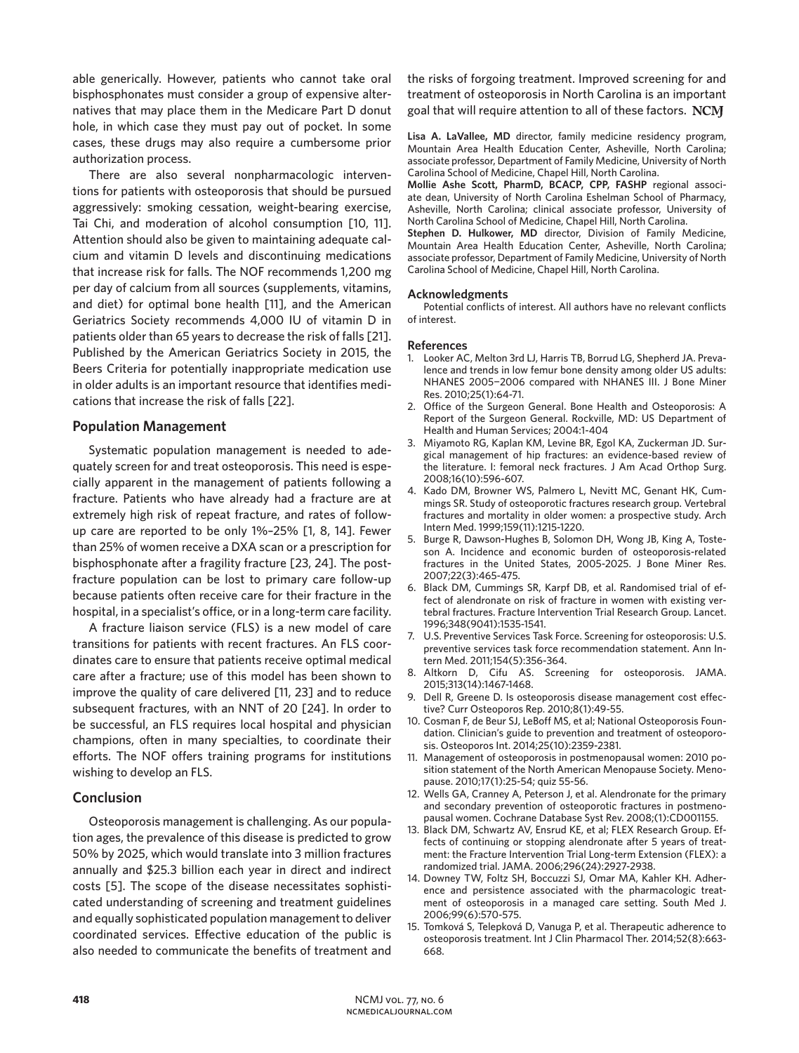able generically. However, patients who cannot take oral bisphosphonates must consider a group of expensive alternatives that may place them in the Medicare Part D donut hole, in which case they must pay out of pocket. In some cases, these drugs may also require a cumbersome prior authorization process.

There are also several nonpharmacologic interventions for patients with osteoporosis that should be pursued aggressively: smoking cessation, weight-bearing exercise, Tai Chi, and moderation of alcohol consumption [10, 11]. Attention should also be given to maintaining adequate calcium and vitamin D levels and discontinuing medications that increase risk for falls. The NOF recommends 1,200 mg per day of calcium from all sources (supplements, vitamins, and diet) for optimal bone health [11], and the American Geriatrics Society recommends 4,000 IU of vitamin D in patients older than 65 years to decrease the risk of falls [21]. Published by the American Geriatrics Society in 2015, the Beers Criteria for potentially inappropriate medication use in older adults is an important resource that identifies medications that increase the risk of falls [22].

## Population Management

Systematic population management is needed to adequately screen for and treat osteoporosis. This need is especially apparent in the management of patients following a fracture. Patients who have already had a fracture are at extremely high risk of repeat fracture, and rates of follow-up care are reported to be only 1%–25% [1, 8, 14]. Fewer than 25% of women receive a DXA scan or a prescription for bisphosphonate after a fragility fracture [23, 24]. The post-fracture population can be lost to primary care follow-up because patients often receive care for their fracture in the hospital, in a specialist's office, or in a long-term care facility.

A fracture liaison service (FLS) is a new model of care transitions for patients with recent fractures. An FLS coordinates care to ensure that patients receive optimal medical care after a fracture; use of this model has been shown to improve the quality of care delivered [11, 23] and to reduce subsequent fractures, with an NNT of 20 [24]. In order to be successful, an FLS requires local hospital and physician champions, often in many specialties, to coordinate their efforts. The NOF offers training programs for institutions wishing to develop an FLS.

## Conclusion

Osteoporosis management is challenging. As our population ages, the prevalence of this disease is predicted to grow 50% by 2025, which would translate into 3 million fractures annually and $25.3 billion each year in direct and indirect costs [5]. The scope of the disease necessitates sophisticated understanding of screening and treatment guidelines and equally sophisticated population management to deliver coordinated services. Effective education of the public is also needed to communicate the benefits of treatment and the risks of forgoing treatment. Improved screening for and treatment of osteoporosis in North Carolina is an important goal that will require attention to all of these factors. NCMJ

**Lisa A. LaVallee, MD** director, family medicine residency program, Mountain Area Health Education Center, Asheville, North Carolina; associate professor, Department of Family Medicine, University of North Carolina School of Medicine, Chapel Hill, North Carolina.

**Mollie Ashe Scott, PharmD, BCACP, CPP, FASHP** regional associate dean, University of North Carolina Eshelman School of Pharmacy, Asheville, North Carolina; clinical associate professor, University of North Carolina School of Medicine, Chapel Hill, North Carolina.

**Stephen D. Hulkower, MD** director, Division of Family Medicine, Mountain Area Health Education Center, Asheville, North Carolina; associate professor, Department of Family Medicine, University of North Carolina School of Medicine, Chapel Hill, North Carolina.

### Acknowledgments

Potential conflicts of interest. All authors have no relevant conflicts of interest.

### References

1. Looker AC, Melton 3rd LJ, Harris TB, Borrud LG, Shepherd JA. Prevalence and trends in low femur bone density among older US adults: NHANES 2005–2006 compared with NHANES III. J Bone Miner Res. 2010;25(1):64-71.
2. Office of the Surgeon General. Bone Health and Osteoporosis: A Report of the Surgeon General. Rockville, MD: US Department of Health and Human Services; 2004:1-404
3. Miyamoto RG, Kaplan KM, Levine BR, Egol KA, Zuckerman JD. Surgical management of hip fractures: an evidence-based review of the literature. I: femoral neck fractures. J Am Acad Orthop Surg. 2008;16(10):596-607.
4. Kado DM, Browner WS, Palmero L, Nevitt MC, Genant HK, Cummings SR. Study of osteoporotic fractures research group. Vertebral fractures and mortality in older women: a prospective study. Arch Intern Med. 1999;159(11):1215-1220.
5. Burge R, Dawson-Hughes B, Solomon DH, Wong JB, King A, Tosteson A. Incidence and economic burden of osteoporosis-related fractures in the United States, 2005-2025. J Bone Miner Res. 2007;22(3):465-475.
6. Black DM, Cummings SR, Karpf DB, et al. Randomised trial of effect of alendronate on risk of fracture in women with existing vertebral fractures. Fracture Intervention Trial Research Group. Lancet. 1996;348(9041):1535-1541.
7. U.S. Preventive Services Task Force. Screening for osteoporosis: U.S. preventive services task force recommendation statement. Ann Intern Med. 2011;154(5):356-364.
8. Altkorn D, Cifu AS. Screening for osteoporosis. JAMA. 2015;313(14):1467-1468.
9. Dell R, Greene D. Is osteoporosis disease management cost effective? Curr Osteoporos Rep. 2010;8(1):49-55.
10. Cosman F, de Beur SJ, LeBoff MS, et al; National Osteoporosis Foundation. Clinician's guide to prevention and treatment of osteoporosis. Osteoporos Int. 2014;25(10):2359-2381.
11. Management of osteoporosis in postmenopausal women: 2010 position statement of the North American Menopause Society. Menopause. 2010;17(1):25-54; quiz 55-56.
12. Wells GA, Cranney A, Peterson J, et al. Alendronate for the primary and secondary prevention of osteoporotic fractures in postmenopausal women. Cochrane Database Syst Rev. 2008;(1):CD001155.
13. Black DM, Schwartz AV, Ensrud KE, et al; FLEX Research Group. Effects of continuing or stopping alendronate after 5 years of treatment: the Fracture Intervention Trial Long-term Extension (FLEX): a randomized trial. JAMA. 2006;296(24):2927-2938.
14. Downey TW, Foltz SH, Boccuzzi SJ, Omar MA, Kahler KH. Adherence and persistence associated with the pharmacologic treatment of osteoporosis in a managed care setting. South Med J. 2006;99(6):570-575.
15. Tomková S, Telepková D, Vanuga P, et al. Therapeutic adherence to osteoporosis treatment. Int J Clin Pharmacol Ther. 2014;52(8):663-668.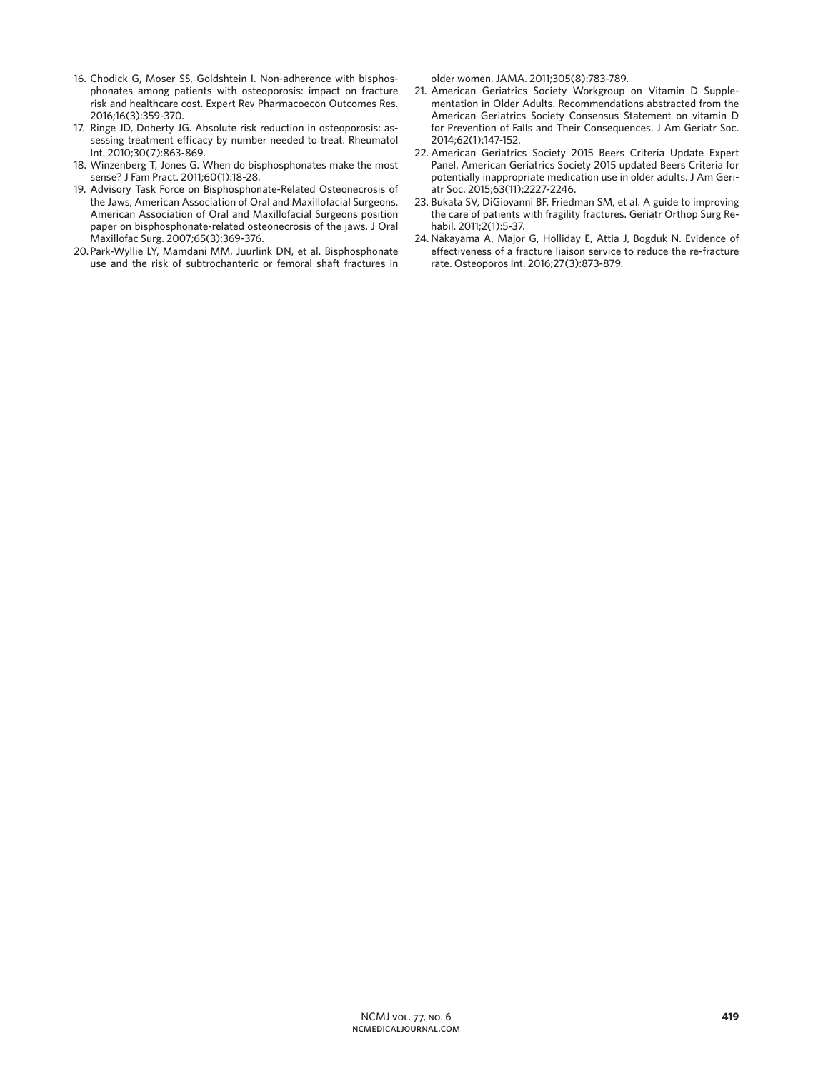16. Chodick G, Moser SS, Goldshtein I. Non-adherence with bisphosphonates among patients with osteoporosis: impact on fracture risk and healthcare cost. Expert Rev Pharmacoecon Outcomes Res. 2016;16(3):359-370.
17. Ringe JD, Doherty JG. Absolute risk reduction in osteoporosis: assessing treatment efficacy by number needed to treat. Rheumatol Int. 2010;30(7):863-869.
18. Winzenberg T, Jones G. When do bisphosphonates make the most sense? J Fam Pract. 2011;60(1):18-28.
19. Advisory Task Force on Bisphosphonate-Related Osteonecrosis of the Jaws, American Association of Oral and Maxillofacial Surgeons. American Association of Oral and Maxillofacial Surgeons position paper on bisphosphonate-related osteonecrosis of the jaws. J Oral Maxillofac Surg. 2007;65(3):369-376.
20. Park-Wyllie LY, Mamdani MM, Juurlink DN, et al. Bisphosphonate use and the risk of subtrochanteric or femoral shaft fractures in older women. JAMA. 2011;305(8):783-789.
21. American Geriatrics Society Workgroup on Vitamin D Supplementation in Older Adults. Recommendations abstracted from the American Geriatrics Society Consensus Statement on vitamin D for Prevention of Falls and Their Consequences. J Am Geriatr Soc. 2014;62(1):147-152.
22. American Geriatrics Society 2015 Beers Criteria Update Expert Panel. American Geriatrics Society 2015 updated Beers Criteria for potentially inappropriate medication use in older adults. J Am Geriatr Soc. 2015;63(11):2227-2246.
23. Bukata SV, DiGiovanni BF, Friedman SM, et al. A guide to improving the care of patients with fragility fractures. Geriatr Orthop Surg Rehabil. 2011;2(1):5-37.
24. Nakayama A, Major G, Holliday E, Attia J, Bogduk N. Evidence of effectiveness of a fracture liaison service to reduce the re-fracture rate. Osteoporos Int. 2016;27(3):873-879.